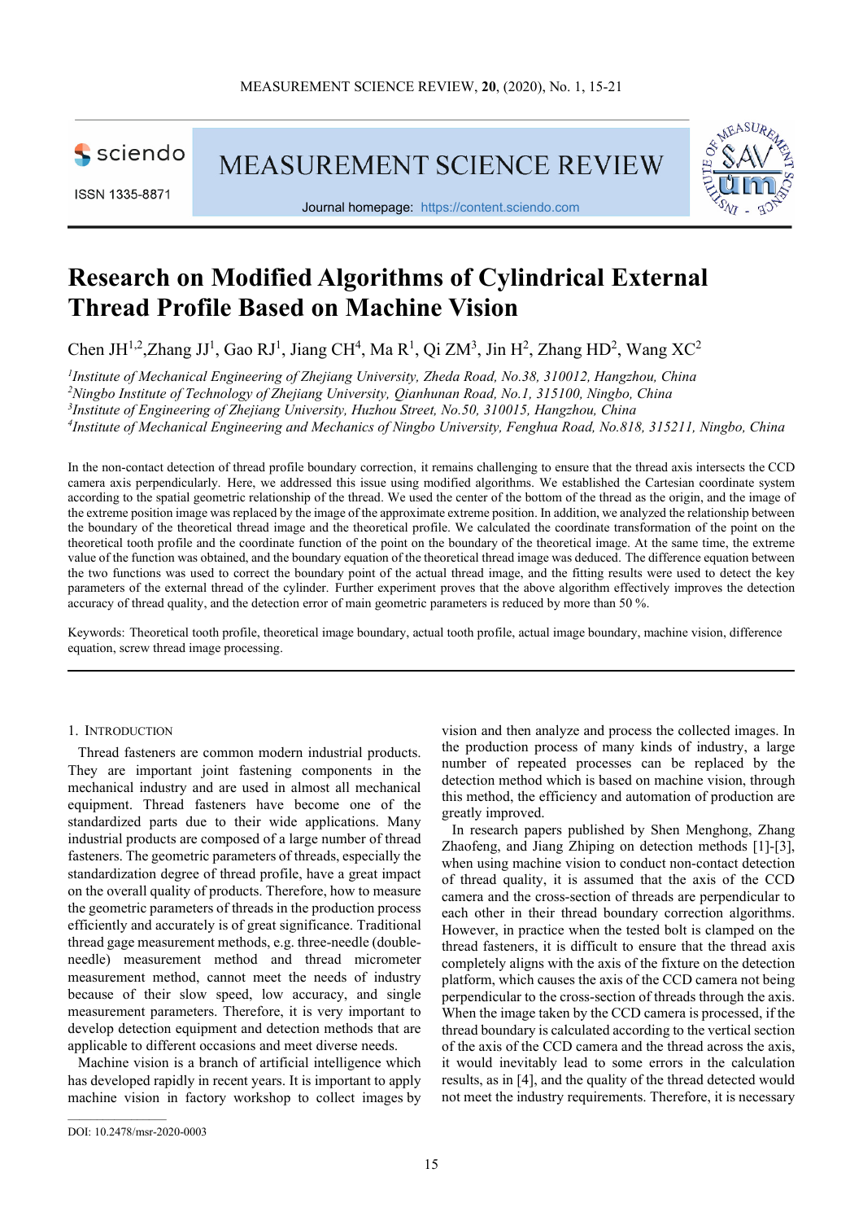# Research on Modified Algorithms of Cylindrical External Thread Profile Based on Machine Vision

Chen JH[1,2], Zhang JJ[1], Gao RJ[1], Jiang CH[4], Ma R[1], Qi ZM[3], Jin H[2], Zhang HD[2], Wang XC[2]

[1]*Institute of Mechanical Engineering of Zhejiang University, Zheda Road, No.38, 310012, Hangzhou, China*
[2]*Ningbo Institute of Technology of Zhejiang University, Qianhunan Road, No.1, 315100, Ningbo, China*
[3]*Institute of Engineering of Zhejiang University, Huzhou Street, No.50, 310015, Hangzhou, China*
[4]*Institute of Mechanical Engineering and Mechanics of Ningbo University, Fenghua Road, No.818, 315211, Ningbo, China*

In the non-contact detection of thread profile boundary correction, it remains challenging to ensure that the thread axis intersects the CCD camera axis perpendicularly. Here, we addressed this issue using modified algorithms. We established the Cartesian coordinate system according to the spatial geometric relationship of the thread. We used the center of the bottom of the thread as the origin, and the image of the extreme position image was replaced by the image of the approximate extreme position. In addition, we analyzed the relationship between the boundary of the theoretical thread image and the theoretical profile. We calculated the coordinate transformation of the point on the theoretical tooth profile and the coordinate function of the point on the boundary of the theoretical image. At the same time, the extreme value of the function was obtained, and the boundary equation of the theoretical thread image was deduced. The difference equation between the two functions was used to correct the boundary point of the actual thread image, and the fitting results were used to detect the key parameters of the external thread of the cylinder. Further experiment proves that the above algorithm effectively improves the detection accuracy of thread quality, and the detection error of main geometric parameters is reduced by more than 50 %.

Keywords: Theoretical tooth profile, theoretical image boundary, actual tooth profile, actual image boundary, machine vision, difference equation, screw thread image processing.

## 1. Introduction

Thread fasteners are common modern industrial products. They are important joint fastening components in the mechanical industry and are used in almost all mechanical equipment. Thread fasteners have become one of the standardized parts due to their wide applications. Many industrial products are composed of a large number of thread fasteners. The geometric parameters of threads, especially the standardization degree of thread profile, have a great impact on the overall quality of products. Therefore, how to measure the geometric parameters of threads in the production process efficiently and accurately is of great significance. Traditional thread gage measurement methods, e.g. three-needle (double-needle) measurement method and thread micrometer measurement method, cannot meet the needs of industry because of their slow speed, low accuracy, and single measurement parameters. Therefore, it is very important to develop detection equipment and detection methods that are applicable to different occasions and meet diverse needs.

Machine vision is a branch of artificial intelligence which has developed rapidly in recent years. It is important to apply machine vision in factory workshop to collect images by vision and then analyze and process the collected images. In the production process of many kinds of industry, a large number of repeated processes can be replaced by the detection method which is based on machine vision, through this method, the efficiency and automation of production are greatly improved.

In research papers published by Shen Menghong, Zhang Zhaofeng, and Jiang Zhiping on detection methods [1]-[3], when using machine vision to conduct non-contact detection of thread quality, it is assumed that the axis of the CCD camera and the cross-section of threads are perpendicular to each other in their thread boundary correction algorithms. However, in practice when the tested bolt is clamped on the thread fasteners, it is difficult to ensure that the thread axis completely aligns with the axis of the fixture on the detection platform, which causes the axis of the CCD camera not being perpendicular to the cross-section of threads through the axis. When the image taken by the CCD camera is processed, if the thread boundary is calculated according to the vertical section of the axis of the CCD camera and the thread across the axis, it would inevitably lead to some errors in the calculation results, as in [4], and the quality of the thread detected would not meet the industry requirements. Therefore, it is necessary

DOI: 10.2478/msr-2020-0003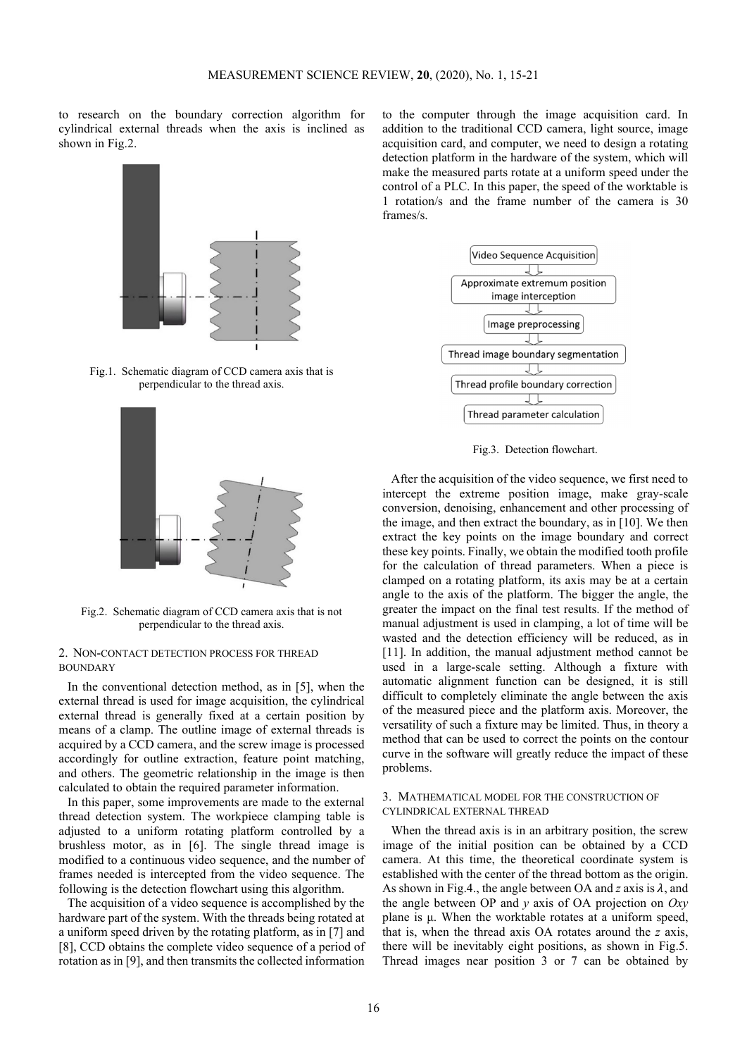to research on the boundary correction algorithm for cylindrical external threads when the axis is inclined as shown in Fig.2.

Fig.1. Schematic diagram of CCD camera axis that is perpendicular to the thread axis.

Fig.2. Schematic diagram of CCD camera axis that is not perpendicular to the thread axis.

## 2. Non-contact detection process for thread boundary

In the conventional detection method, as in [5], when the external thread is used for image acquisition, the cylindrical external thread is generally fixed at a certain position by means of a clamp. The outline image of external threads is acquired by a CCD camera, and the screw image is processed accordingly for outline extraction, feature point matching, and others. The geometric relationship in the image is then calculated to obtain the required parameter information.

In this paper, some improvements are made to the external thread detection system. The workpiece clamping table is adjusted to a uniform rotating platform controlled by a brushless motor, as in [6]. The single thread image is modified to a continuous video sequence, and the number of frames needed is intercepted from the video sequence. The following is the detection flowchart using this algorithm.

The acquisition of a video sequence is accomplished by the hardware part of the system. With the threads being rotated at a uniform speed driven by the rotating platform, as in [7] and [8], CCD obtains the complete video sequence of a period of rotation as in [9], and then transmits the collected information to the computer through the image acquisition card. In addition to the traditional CCD camera, light source, image acquisition card, and computer, we need to design a rotating detection platform in the hardware of the system, which will make the measured parts rotate at a uniform speed under the control of a PLC. In this paper, the speed of the worktable is 1 rotation/s and the frame number of the camera is 30 frames/s.

Video Sequence Acquisition → Approximate extremum position image interception → Image preprocessing → Thread image boundary segmentation → Thread profile boundary correction → Thread parameter calculation

Fig.3. Detection flowchart.

After the acquisition of the video sequence, we first need to intercept the extreme position image, make gray-scale conversion, denoising, enhancement and other processing of the image, and then extract the boundary, as in [10]. We then extract the key points on the image boundary and correct these key points. Finally, we obtain the modified tooth profile for the calculation of thread parameters. When a piece is clamped on a rotating platform, its axis may be at a certain angle to the axis of the platform. The bigger the angle, the greater the impact on the final test results. If the method of manual adjustment is used in clamping, a lot of time will be wasted and the detection efficiency will be reduced, as in [11]. In addition, the manual adjustment method cannot be used in a large-scale setting. Although a fixture with automatic alignment function can be designed, it is still difficult to completely eliminate the angle between the axis of the measured piece and the platform axis. Moreover, the versatility of such a fixture may be limited. Thus, in theory a method that can be used to correct the points on the contour curve in the software will greatly reduce the impact of these problems.

## 3. Mathematical model for the construction of cylindrical external thread

When the thread axis is in an arbitrary position, the screw image of the initial position can be obtained by a CCD camera. At this time, the theoretical coordinate system is established with the center of the thread bottom as the origin. As shown in Fig.4., the angle between OA and $z$ axis is $\lambda$, and the angle between OP and $y$ axis of OA projection on $Oxy$ plane is $\mu$. When the worktable rotates at a uniform speed, that is, when the thread axis OA rotates around the $z$ axis, there will be inevitably eight positions, as shown in Fig.5. Thread images near position 3 or 7 can be obtained by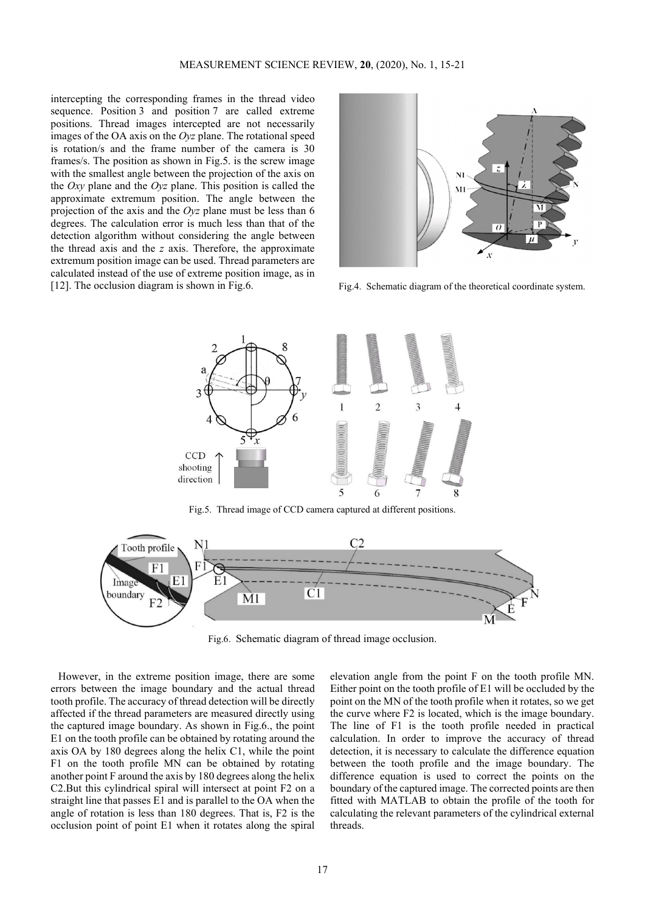intercepting the corresponding frames in the thread video sequence. Position 3 and position 7 are called extreme positions. Thread images intercepted are not necessarily images of the OA axis on the *Oyz* plane. The rotational speed is rotation/s and the frame number of the camera is 30 frames/s. The position as shown in Fig.5. is the screw image with the smallest angle between the projection of the axis on the *Oxy* plane and the *Oyz* plane. This position is called the approximate extremum position. The angle between the projection of the axis and the *Oyz* plane must be less than 6 degrees. The calculation error is much less than that of the detection algorithm without considering the angle between the thread axis and the *z* axis. Therefore, the approximate extremum position image can be used. Thread parameters are calculated instead of the use of extreme position image, as in [12]. The occlusion diagram is shown in Fig.6.

Fig.4. Schematic diagram of the theoretical coordinate system.

Fig.5. Thread image of CCD camera captured at different positions.

Fig.6. Schematic diagram of thread image occlusion.

However, in the extreme position image, there are some errors between the image boundary and the actual thread tooth profile. The accuracy of thread detection will be directly affected if the thread parameters are measured directly using the captured image boundary. As shown in Fig.6., the point E1 on the tooth profile can be obtained by rotating around the axis OA by 180 degrees along the helix C1, while the point F1 on the tooth profile MN can be obtained by rotating another point F around the axis by 180 degrees along the helix C2.But this cylindrical spiral will intersect at point F2 on a straight line that passes E1 and is parallel to the OA when the angle of rotation is less than 180 degrees. That is, F2 is the occlusion point of point E1 when it rotates along the spiral elevation angle from the point F on the tooth profile MN. Either point on the tooth profile of E1 will be occluded by the point on the MN of the tooth profile when it rotates, so we get the curve where F2 is located, which is the image boundary. The line of F1 is the tooth profile needed in practical calculation. In order to improve the accuracy of thread detection, it is necessary to calculate the difference equation between the tooth profile and the image boundary. The difference equation is used to correct the points on the boundary of the captured image. The corrected points are then fitted with MATLAB to obtain the profile of the tooth for calculating the relevant parameters of the cylindrical external threads.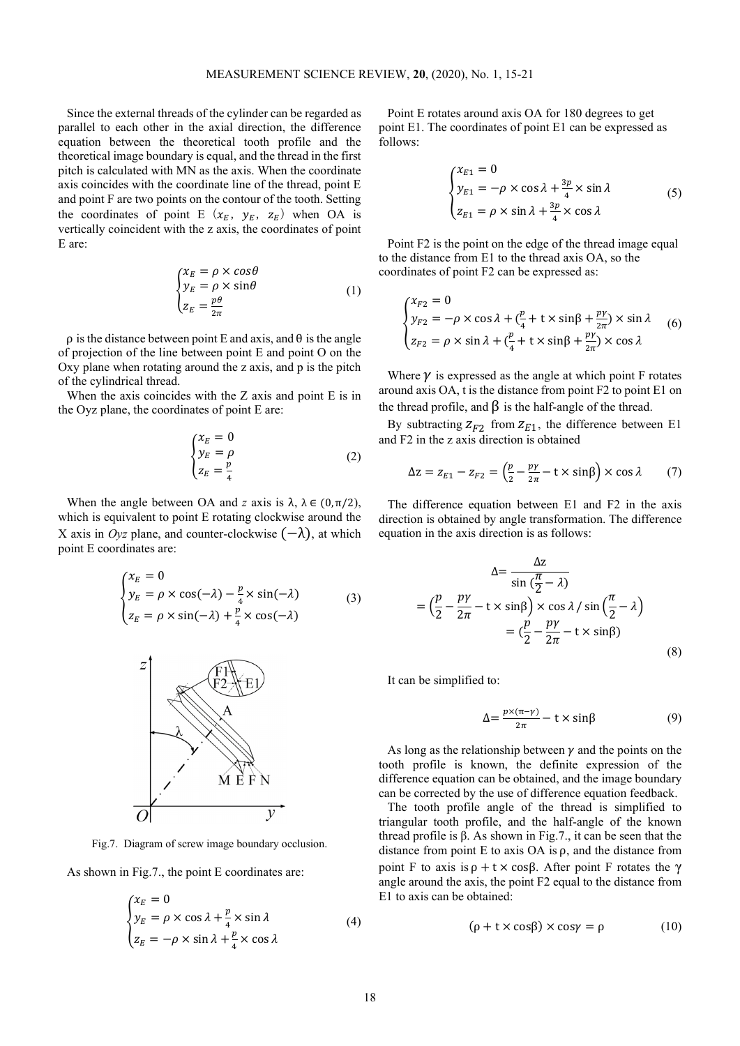Since the external threads of the cylinder can be regarded as parallel to each other in the axial direction, the difference equation between the theoretical tooth profile and the theoretical image boundary is equal, and the thread in the first pitch is calculated with MN as the axis. When the coordinate axis coincides with the coordinate line of the thread, point E and point F are two points on the contour of the tooth. Setting the coordinates of point E（$x_E$，$y_E$，$z_E$）when OA is vertically coincident with the z axis, the coordinates of point E are:

$$\begin{cases} x_E = \rho \times cos\theta \\ y_E = \rho \times \sin\theta \\ z_E = \frac{p\theta}{2\pi} \end{cases} \tag{1}$$

ρ is the distance between point E and axis, and θ is the angle of projection of the line between point E and point O on the Oxy plane when rotating around the z axis, and p is the pitch of the cylindrical thread.

When the axis coincides with the Z axis and point E is in the Oyz plane, the coordinates of point E are:

$$\begin{cases} x_E = 0 \\ y_E = \rho \\ z_E = \frac{p}{4} \end{cases} \tag{2}$$

When the angle between OA and *z* axis is λ, $\lambda \in (0, \pi/2)$, which is equivalent to point E rotating clockwise around the X axis in *Oyz* plane, and counter-clockwise $(-\lambda)$, at which point E coordinates are:

$$\begin{cases} x_E = 0 \\ y_E = \rho \times \cos(-\lambda) - \frac{p}{4} \times \sin(-\lambda) \\ z_E = \rho \times \sin(-\lambda) + \frac{p}{4} \times \cos(-\lambda) \end{cases} \tag{3}$$

Fig.7. Diagram of screw image boundary occlusion.

As shown in Fig.7., the point E coordinates are:

$$\begin{cases} x_E = 0 \\ y_E = \rho \times \cos\lambda + \frac{p}{4} \times \sin\lambda \\ z_E = -\rho \times \sin\lambda + \frac{p}{4} \times \cos\lambda \end{cases} \tag{4}$$

Point E rotates around axis OA for 180 degrees to get point E1. The coordinates of point E1 can be expressed as follows:

$$\begin{cases} x_{E1} = 0 \\ y_{E1} = -\rho \times \cos\lambda + \frac{3p}{4} \times \sin\lambda \\ z_{E1} = \rho \times \sin\lambda + \frac{3p}{4} \times \cos\lambda \end{cases} \tag{5}$$

Point F2 is the point on the edge of the thread image equal to the distance from E1 to the thread axis OA, so the coordinates of point F2 can be expressed as:

$$\begin{cases} x_{F2} = 0 \\ y_{F2} = -\rho \times \cos\lambda + (\frac{p}{4} + \text{t} \times \sin\beta + \frac{p\gamma}{2\pi}) \times \sin\lambda \\ z_{F2} = \rho \times \sin\lambda + (\frac{p}{4} + \text{t} \times \sin\beta + \frac{p\gamma}{2\pi}) \times \cos\lambda \end{cases} \tag{6}$$

Where $\gamma$ is expressed as the angle at which point F rotates around axis OA, t is the distance from point F2 to point E1 on the thread profile, and β is the half-angle of the thread.

By subtracting $z_{F2}$ from $z_{E1}$, the difference between E1 and F2 in the z axis direction is obtained

$$\Delta\text{z} = z_{E1} - z_{F2} = \left(\frac{p}{2} - \frac{p\gamma}{2\pi} - \text{t} \times \sin\beta\right) \times \cos\lambda \tag{7}$$

The difference equation between E1 and F2 in the axis direction is obtained by angle transformation. The difference equation in the axis direction is as follows:

$$\begin{aligned} \Delta &= \frac{\Delta\text{z}}{\sin\left(\frac{\pi}{2} - \lambda\right)} \\ &= \left(\frac{p}{2} - \frac{p\gamma}{2\pi} - \text{t} \times \sin\beta\right) \times \cos\lambda \,/\, \sin\left(\frac{\pi}{2} - \lambda\right) \\ &= \left(\frac{p}{2} - \frac{p\gamma}{2\pi} - \text{t} \times \sin\beta\right) \end{aligned} \tag{8}$$

It can be simplified to:

$$\Delta = \frac{p \times (\pi - \gamma)}{2\pi} - \text{t} \times \sin\beta \tag{9}$$

As long as the relationship between $\gamma$ and the points on the tooth profile is known, the definite expression of the difference equation can be obtained, and the image boundary can be corrected by the use of difference equation feedback.

The tooth profile angle of the thread is simplified to triangular tooth profile, and the half-angle of the known thread profile is β. As shown in Fig.7., it can be seen that the distance from point E to axis OA is ρ, and the distance from point F to axis is $\rho + \text{t} \times \cos\beta$. After point F rotates the $\gamma$ angle around the axis, the point F2 equal to the distance from E1 to axis can be obtained:

$$(\rho + \text{t} \times \cos\beta) \times \cos\gamma = \rho \tag{10}$$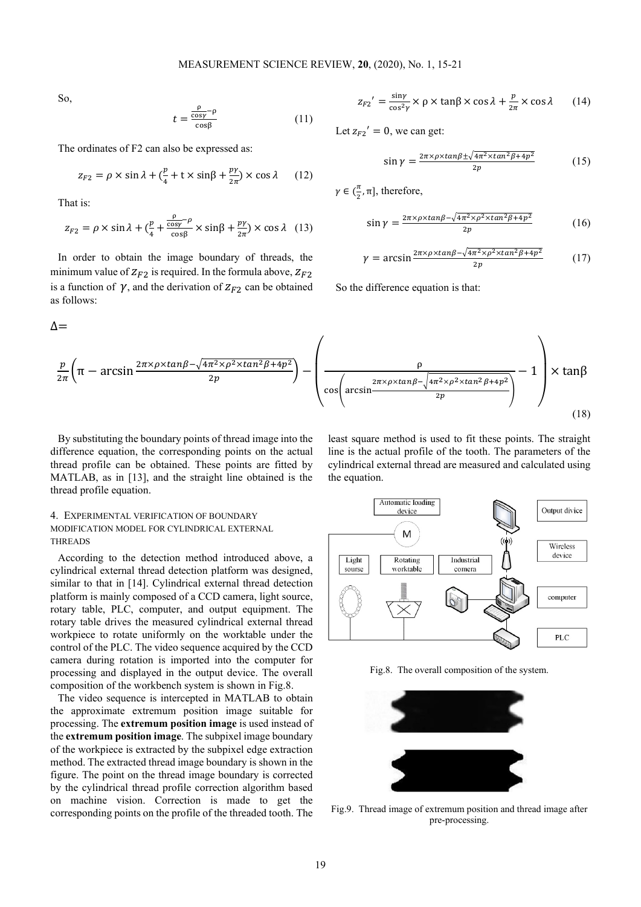So,

$$t = \frac{\frac{\rho}{\cos\gamma} - \rho}{\cos\beta} \tag{11}$$

The ordinates of F2 can also be expressed as:

$$z_{F2} = \rho \times \sin\lambda + \left(\frac{p}{4} + t \times \sin\beta + \frac{p\gamma}{2\pi}\right) \times \cos\lambda \tag{12}$$

That is:

$$z_{F2} = \rho \times \sin\lambda + \left(\frac{p}{4} + \frac{\frac{\rho}{\cos\gamma} - \rho}{\cos\beta} \times \sin\beta + \frac{p\gamma}{2\pi}\right) \times \cos\lambda \tag{13}$$

In order to obtain the image boundary of threads, the minimum value of $Z_{F2}$ is required. In the formula above, $Z_{F2}$ is a function of $\gamma$, and the derivation of $Z_{F2}$ can be obtained as follows:

$$z_{F2}' = \frac{\sin\gamma}{\cos^2\gamma} \times \rho \times \tan\beta \times \cos\lambda + \frac{p}{2\pi} \times \cos\lambda \tag{14}$$

Let $z_{F2}' = 0$, we can get:

$$\sin\gamma = \frac{2\pi \times \rho \times \tan\beta \pm \sqrt{4\pi^2 \times \tan^2\beta + 4p^2}}{2p} \tag{15}$$

$\gamma \in (\frac{\pi}{2}, \pi]$, therefore,

$$\sin\gamma = \frac{2\pi \times \rho \times \tan\beta - \sqrt{4\pi^2 \times \rho^2 \times \tan^2\beta + 4p^2}}{2p} \tag{16}$$

$$\gamma = \arcsin\frac{2\pi \times \rho \times \tan\beta - \sqrt{4\pi^2 \times \rho^2 \times \tan^2\beta + 4p^2}}{2p} \tag{17}$$

So the difference equation is that:

$$\Delta = \frac{p}{2\pi}\left(\pi - \arcsin\frac{2\pi \times \rho \times \tan\beta - \sqrt{4\pi^2 \times \rho^2 \times \tan^2\beta + 4p^2}}{2p}\right) - \left(\frac{\rho}{\cos\left(\arcsin\frac{2\pi \times \rho \times \tan\beta - \sqrt{4\pi^2 \times \rho^2 \times \tan^2\beta + 4p^2}}{2p}\right)} - 1\right) \times \tan\beta \tag{18}$$

By substituting the boundary points of thread image into the difference equation, the corresponding points on the actual thread profile can be obtained. These points are fitted by MATLAB, as in [13], and the straight line obtained is the thread profile equation.

## 4. EXPERIMENTAL VERIFICATION OF BOUNDARY MODIFICATION MODEL FOR CYLINDRICAL EXTERNAL THREADS

According to the detection method introduced above, a cylindrical external thread detection platform was designed, similar to that in [14]. Cylindrical external thread detection platform is mainly composed of a CCD camera, light source, rotary table, PLC, computer, and output equipment. The rotary table drives the measured cylindrical external thread workpiece to rotate uniformly on the worktable under the control of the PLC. The video sequence acquired by the CCD camera during rotation is imported into the computer for processing and displayed in the output device. The overall composition of the workbench system is shown in Fig.8.

The video sequence is intercepted in MATLAB to obtain the approximate extremum position image suitable for processing. The **extremum position image** is used instead of the **extremum position image**. The subpixel image boundary of the workpiece is extracted by the subpixel edge extraction method. The extracted thread image boundary is shown in the figure. The point on the thread image boundary is corrected by the cylindrical thread profile correction algorithm based on machine vision. Correction is made to get the corresponding points on the profile of the threaded tooth. The least square method is used to fit these points. The straight line is the actual profile of the tooth. The parameters of the cylindrical external thread are measured and calculated using the equation.

Fig.8. The overall composition of the system.

Fig.9. Thread image of extremum position and thread image after pre-processing.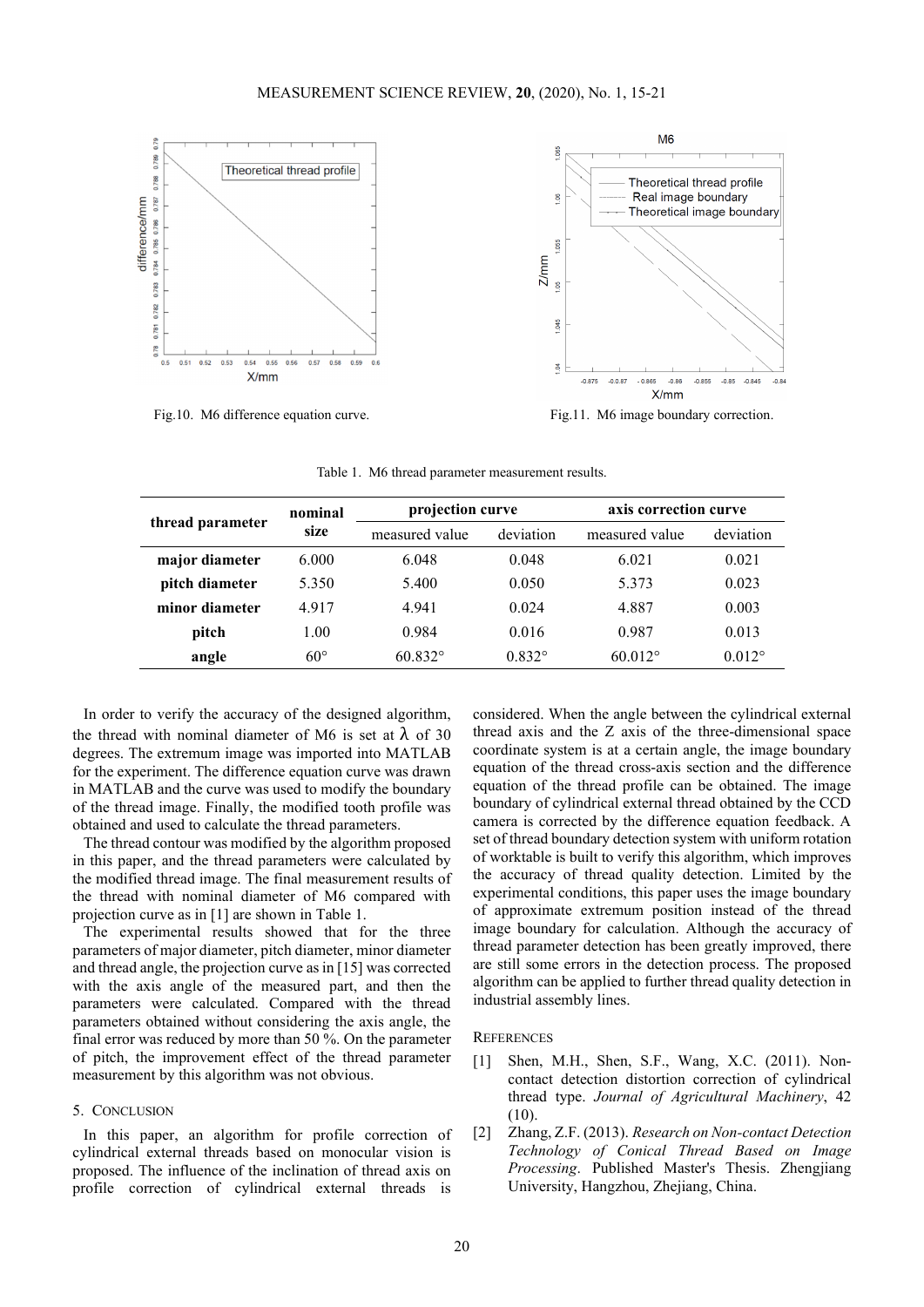Fig.10. M6 difference equation curve.

Fig.11. M6 image boundary correction.

Table 1. M6 thread parameter measurement results.

| thread parameter | nominal size | projection curve | | axis correction curve | |
|---|---|---|---|---|---|
| | | measured value | deviation | measured value | deviation |
| **major diameter** | 6.000 | 6.048 | 0.048 | 6.021 | 0.021 |
| **pitch diameter** | 5.350 | 5.400 | 0.050 | 5.373 | 0.023 |
| **minor diameter** | 4.917 | 4.941 | 0.024 | 4.887 | 0.003 |
| **pitch** | 1.00 | 0.984 | 0.016 | 0.987 | 0.013 |
| **angle** | 60° | 60.832° | 0.832° | 60.012° | 0.012° |

In order to verify the accuracy of the designed algorithm, the thread with nominal diameter of M6 is set at $\lambda$ of 30 degrees. The extremum image was imported into MATLAB for the experiment. The difference equation curve was drawn in MATLAB and the curve was used to modify the boundary of the thread image. Finally, the modified tooth profile was obtained and used to calculate the thread parameters.

The thread contour was modified by the algorithm proposed in this paper, and the thread parameters were calculated by the modified thread image. The final measurement results of the thread with nominal diameter of M6 compared with projection curve as in [1] are shown in Table 1.

The experimental results showed that for the three parameters of major diameter, pitch diameter, minor diameter and thread angle, the projection curve as in [15] was corrected with the axis angle of the measured part, and then the parameters were calculated. Compared with the thread parameters obtained without considering the axis angle, the final error was reduced by more than 50 %. On the parameter of pitch, the improvement effect of the thread parameter measurement by this algorithm was not obvious.

## 5. Conclusion

In this paper, an algorithm for profile correction of cylindrical external threads based on monocular vision is proposed. The influence of the inclination of thread axis on profile correction of cylindrical external threads is considered. When the angle between the cylindrical external thread axis and the Z axis of the three-dimensional space coordinate system is at a certain angle, the image boundary equation of the thread cross-axis section and the difference equation of the thread profile can be obtained. The image boundary of cylindrical external thread obtained by the CCD camera is corrected by the difference equation feedback. A set of thread boundary detection system with uniform rotation of worktable is built to verify this algorithm, which improves the accuracy of thread quality detection. Limited by the experimental conditions, this paper uses the image boundary of approximate extremum position instead of the thread image boundary for calculation. Although the accuracy of thread parameter detection has been greatly improved, there are still some errors in the detection process. The proposed algorithm can be applied to further thread quality detection in industrial assembly lines.

## References

[1] Shen, M.H., Shen, S.F., Wang, X.C. (2011). Non-contact detection distortion correction of cylindrical thread type. *Journal of Agricultural Machinery*, 42 (10).

[2] Zhang, Z.F. (2013). *Research on Non-contact Detection Technology of Conical Thread Based on Image Processing*. Published Master's Thesis. Zhengjiang University, Hangzhou, Zhejiang, China.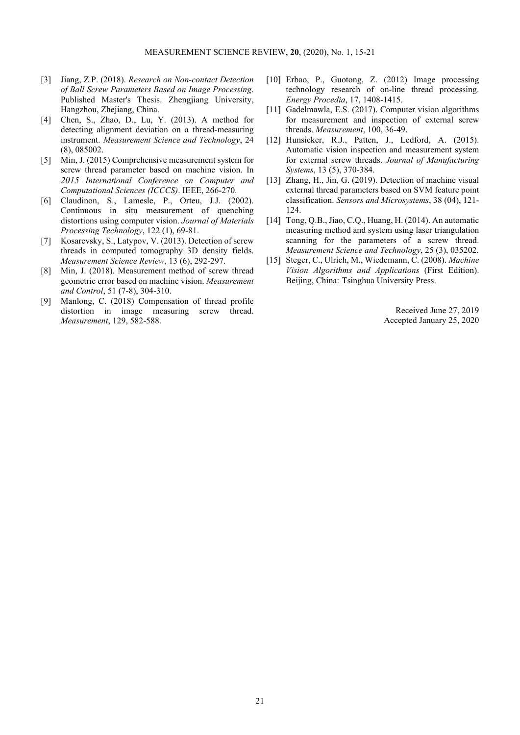[3] Jiang, Z.P. (2018). *Research on Non-contact Detection of Ball Screw Parameters Based on Image Processing*. Published Master's Thesis. Zhengjiang University, Hangzhou, Zhejiang, China.

[4] Chen, S., Zhao, D., Lu, Y. (2013). A method for detecting alignment deviation on a thread-measuring instrument. *Measurement Science and Technology*, 24 (8), 085002.

[5] Min, J. (2015) Comprehensive measurement system for screw thread parameter based on machine vision. In *2015 International Conference on Computer and Computational Sciences (ICCCS)*. IEEE, 266-270.

[6] Claudinon, S., Lamesle, P., Orteu, J.J. (2002). Continuous in situ measurement of quenching distortions using computer vision. *Journal of Materials Processing Technology*, 122 (1), 69-81.

[7] Kosarevsky, S., Latypov, V. (2013). Detection of screw threads in computed tomography 3D density fields. *Measurement Science Review*, 13 (6), 292-297.

[8] Min, J. (2018). Measurement method of screw thread geometric error based on machine vision. *Measurement and Control*, 51 (7-8), 304-310.

[9] Manlong, C. (2018) Compensation of thread profile distortion in image measuring screw thread. *Measurement*, 129, 582-588.

[10] Erbao, P., Guotong, Z. (2012) Image processing technology research of on-line thread processing. *Energy Procedia*, 17, 1408-1415.

[11] Gadelmawla, E.S. (2017). Computer vision algorithms for measurement and inspection of external screw threads. *Measurement*, 100, 36-49.

[12] Hunsicker, R.J., Patten, J., Ledford, A. (2015). Automatic vision inspection and measurement system for external screw threads. *Journal of Manufacturing Systems*, 13 (5), 370-384.

[13] Zhang, H., Jin, G. (2019). Detection of machine visual external thread parameters based on SVM feature point classification. *Sensors and Microsystems*, 38 (04), 121-124.

[14] Tong, Q.B., Jiao, C.Q., Huang, H. (2014). An automatic measuring method and system using laser triangulation scanning for the parameters of a screw thread. *Measurement Science and Technology*, 25 (3), 035202.

[15] Steger, C., Ulrich, M., Wiedemann, C. (2008). *Machine Vision Algorithms and Applications* (First Edition). Beijing, China: Tsinghua University Press.

Received June 27, 2019
Accepted January 25, 2020